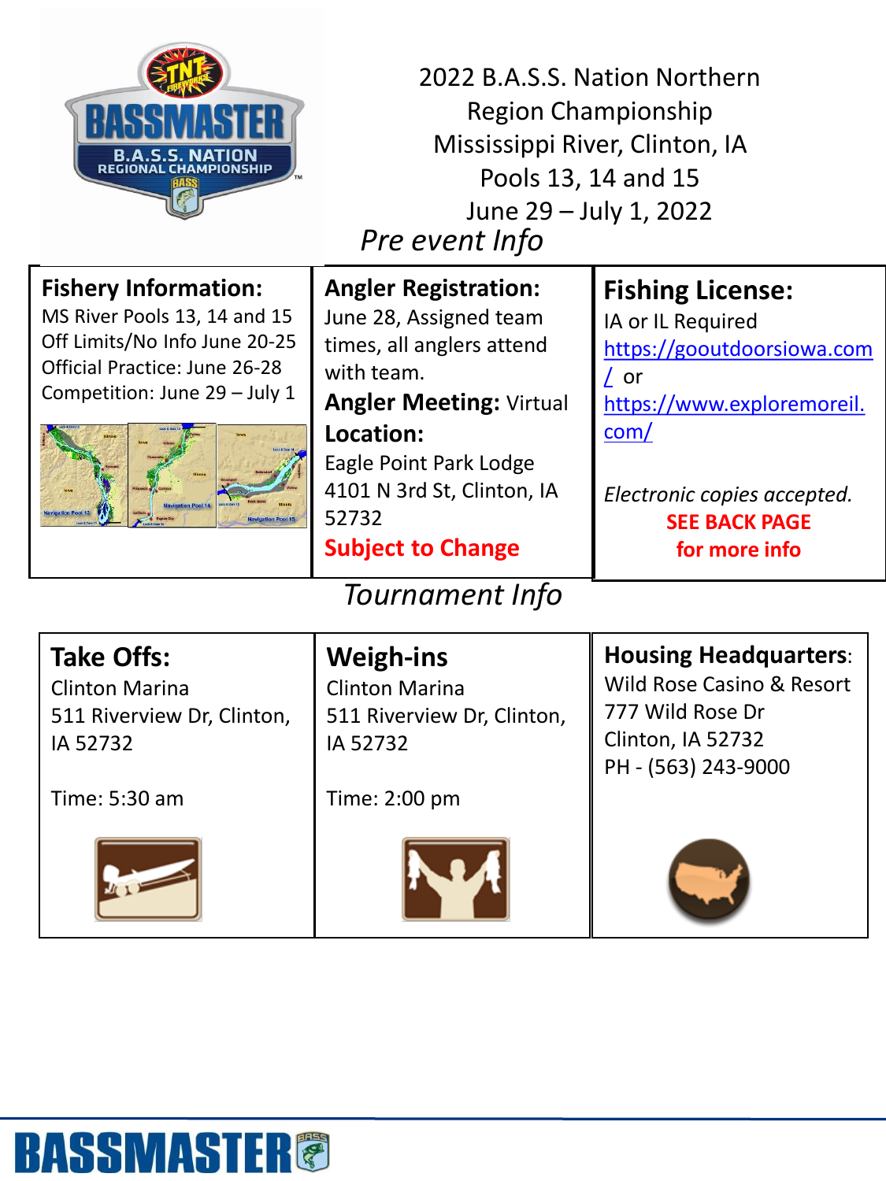# 2022 B.A.S.S. Nation Northern Region Championship

Mississippi River, Clinton, IA

Pools 13, 14 and 15

June 29 – July 1, 2022

## *Pre event Info*

### Fishery Information:

MS River Pools 13, 14 and 15

Off Limits/No Info June 20-25

Official Practice: June 26-28

Competition: June 29 – July 1

### Angler Registration:

June 28, Assigned team times, all anglers attend with team.

**Angler Meeting:** Virtual

**Location:**

Eagle Point Park Lodge

4101 N 3rd St, Clinton, IA 52732

**Subject to Change**

### Fishing License:

IA or IL Required

https://gooutdoorsiowa.com/ or https://www.exploremoreil.com/

*Electronic copies accepted.*

**SEE BACK PAGE for more info**

## *Tournament Info*

### Take Offs:

Clinton Marina

511 Riverview Dr, Clinton, IA 52732

Time: 5:30 am

### Weigh-ins

Clinton Marina

511 Riverview Dr, Clinton, IA 52732

Time: 2:00 pm

### Housing Headquarters:

Wild Rose Casino & Resort

777 Wild Rose Dr

Clinton, IA 52732

PH - (563) 243-9000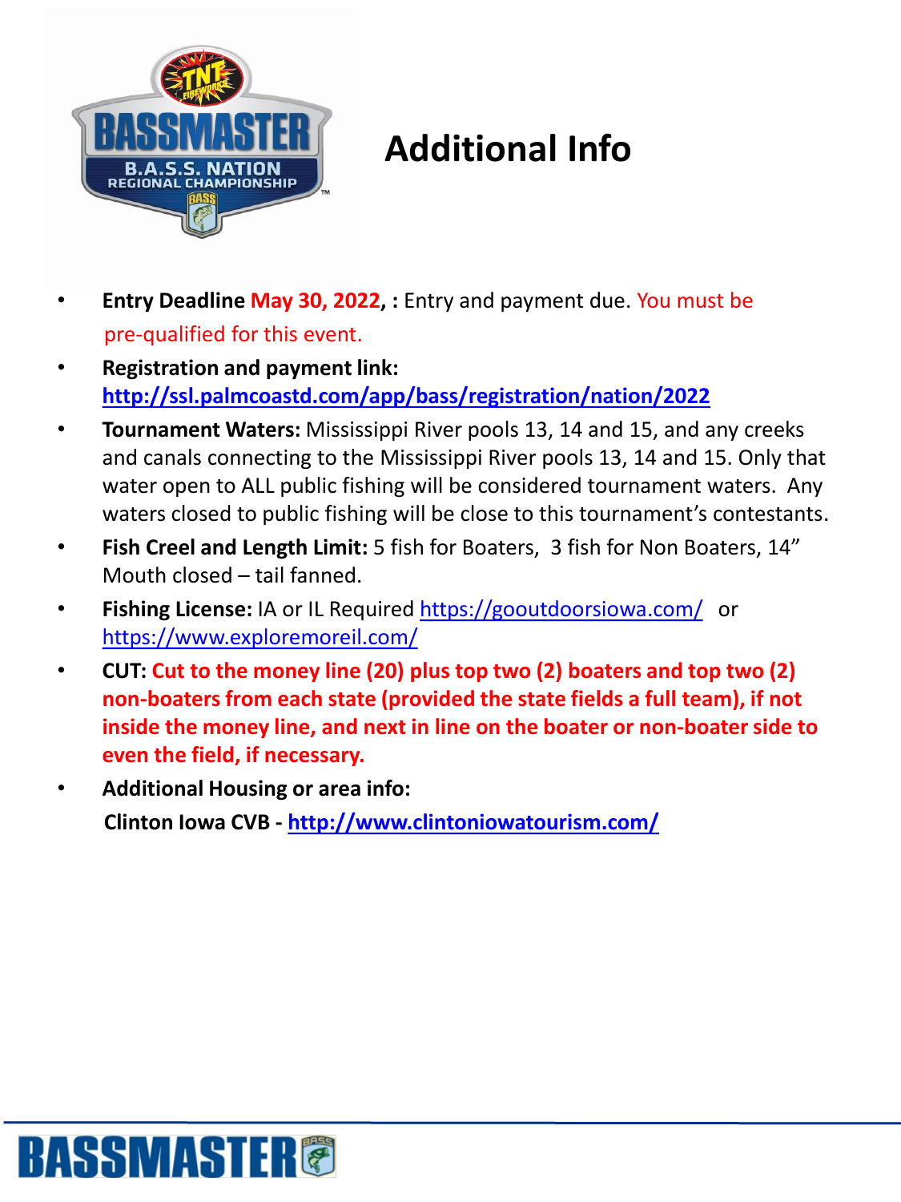# Additional Info

- **Entry Deadline May 30, 2022, :** Entry and payment due. You must be pre-qualified for this event.
- **Registration and payment link:** **http://ssl.palmcoastd.com/app/bass/registration/nation/2022**
- **Tournament Waters:** Mississippi River pools 13, 14 and 15, and any creeks and canals connecting to the Mississippi River pools 13, 14 and 15. Only that water open to ALL public fishing will be considered tournament waters. Any waters closed to public fishing will be close to this tournament's contestants.
- **Fish Creel and Length Limit:** 5 fish for Boaters, 3 fish for Non Boaters, 14" Mouth closed – tail fanned.
- **Fishing License:** IA or IL Required https://gooutdoorsiowa.com/ or https://www.exploremoreil.com/
- **CUT: Cut to the money line (20) plus top two (2) boaters and top two (2) non-boaters from each state (provided the state fields a full team), if not inside the money line, and next in line on the boater or non-boater side to even the field, if necessary.**
- **Additional Housing or area info:**

  **Clinton Iowa CVB - http://www.clintoniowatourism.com/**